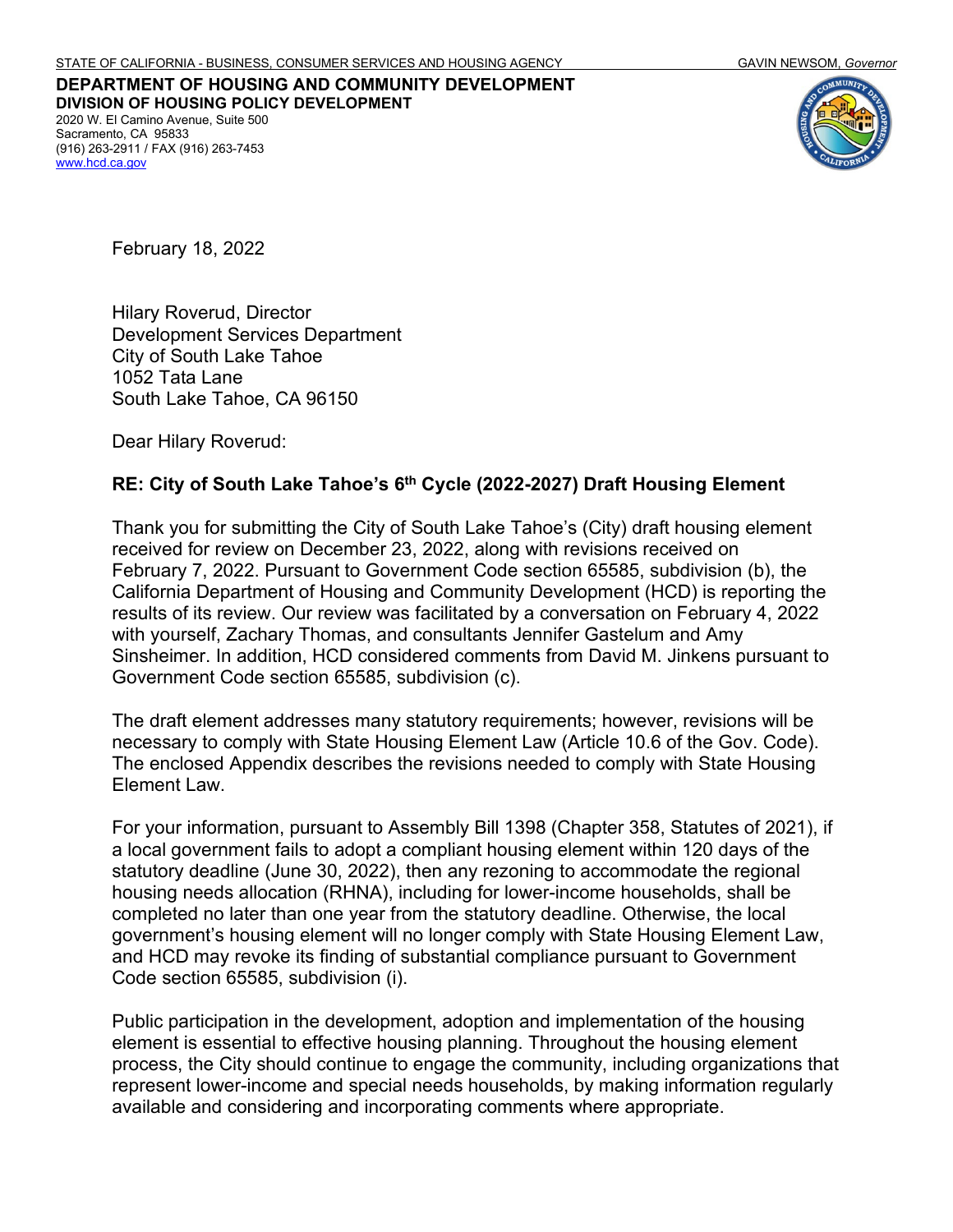STATE OF CALIFORNIA - BUSINESS, CONSUMER SERVICES AND HOUSING AGENCY GAVIN NEWSOM, *Governor*

**DEPARTMENT OF HOUSING AND COMMUNITY DEVELOPMENT**
**DIVISION OF HOUSING POLICY DEVELOPMENT**
2020 W. El Camino Avenue, Suite 500
Sacramento, CA 95833
(916) 263-2911 / FAX (916) 263-7453
www.hcd.ca.gov

February 18, 2022

Hilary Roverud, Director
Development Services Department
City of South Lake Tahoe
1052 Tata Lane
South Lake Tahoe, CA 96150

Dear Hilary Roverud:

**RE: City of South Lake Tahoe's 6th Cycle (2022-2027) Draft Housing Element**

Thank you for submitting the City of South Lake Tahoe's (City) draft housing element received for review on December 23, 2022, along with revisions received on February 7, 2022. Pursuant to Government Code section 65585, subdivision (b), the California Department of Housing and Community Development (HCD) is reporting the results of its review. Our review was facilitated by a conversation on February 4, 2022 with yourself, Zachary Thomas, and consultants Jennifer Gastelum and Amy Sinsheimer. In addition, HCD considered comments from David M. Jinkens pursuant to Government Code section 65585, subdivision (c).

The draft element addresses many statutory requirements; however, revisions will be necessary to comply with State Housing Element Law (Article 10.6 of the Gov. Code). The enclosed Appendix describes the revisions needed to comply with State Housing Element Law.

For your information, pursuant to Assembly Bill 1398 (Chapter 358, Statutes of 2021), if a local government fails to adopt a compliant housing element within 120 days of the statutory deadline (June 30, 2022), then any rezoning to accommodate the regional housing needs allocation (RHNA), including for lower-income households, shall be completed no later than one year from the statutory deadline. Otherwise, the local government's housing element will no longer comply with State Housing Element Law, and HCD may revoke its finding of substantial compliance pursuant to Government Code section 65585, subdivision (i).

Public participation in the development, adoption and implementation of the housing element is essential to effective housing planning. Throughout the housing element process, the City should continue to engage the community, including organizations that represent lower-income and special needs households, by making information regularly available and considering and incorporating comments where appropriate.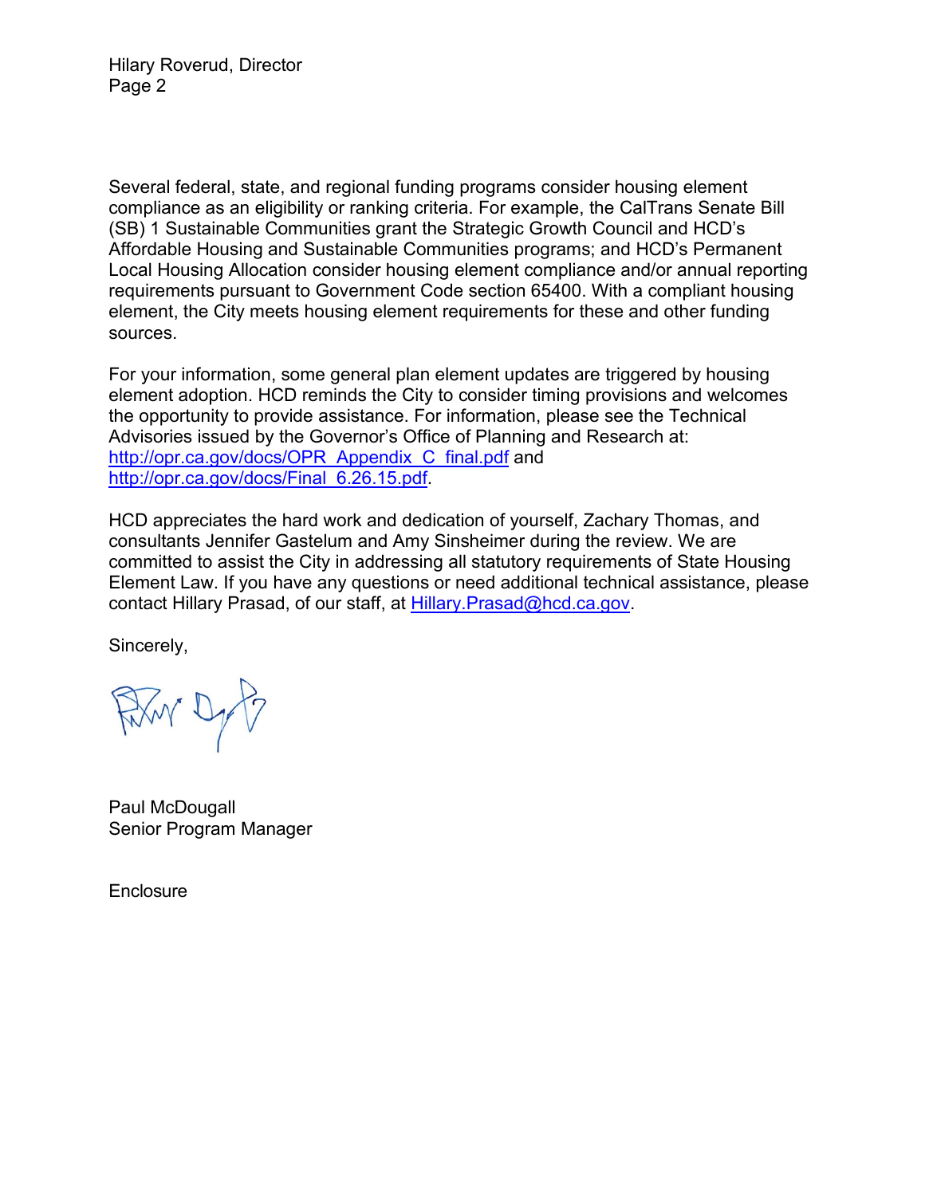Several federal, state, and regional funding programs consider housing element compliance as an eligibility or ranking criteria. For example, the CalTrans Senate Bill (SB) 1 Sustainable Communities grant the Strategic Growth Council and HCD's Affordable Housing and Sustainable Communities programs; and HCD's Permanent Local Housing Allocation consider housing element compliance and/or annual reporting requirements pursuant to Government Code section 65400. With a compliant housing element, the City meets housing element requirements for these and other funding sources.

For your information, some general plan element updates are triggered by housing element adoption. HCD reminds the City to consider timing provisions and welcomes the opportunity to provide assistance. For information, please see the Technical Advisories issued by the Governor's Office of Planning and Research at: http://opr.ca.gov/docs/OPR_Appendix_C_final.pdf and http://opr.ca.gov/docs/Final_6.26.15.pdf.

HCD appreciates the hard work and dedication of yourself, Zachary Thomas, and consultants Jennifer Gastelum and Amy Sinsheimer during the review. We are committed to assist the City in addressing all statutory requirements of State Housing Element Law. If you have any questions or need additional technical assistance, please contact Hillary Prasad, of our staff, at Hillary.Prasad@hcd.ca.gov.

Sincerely,

Paul McDougall
Senior Program Manager

Enclosure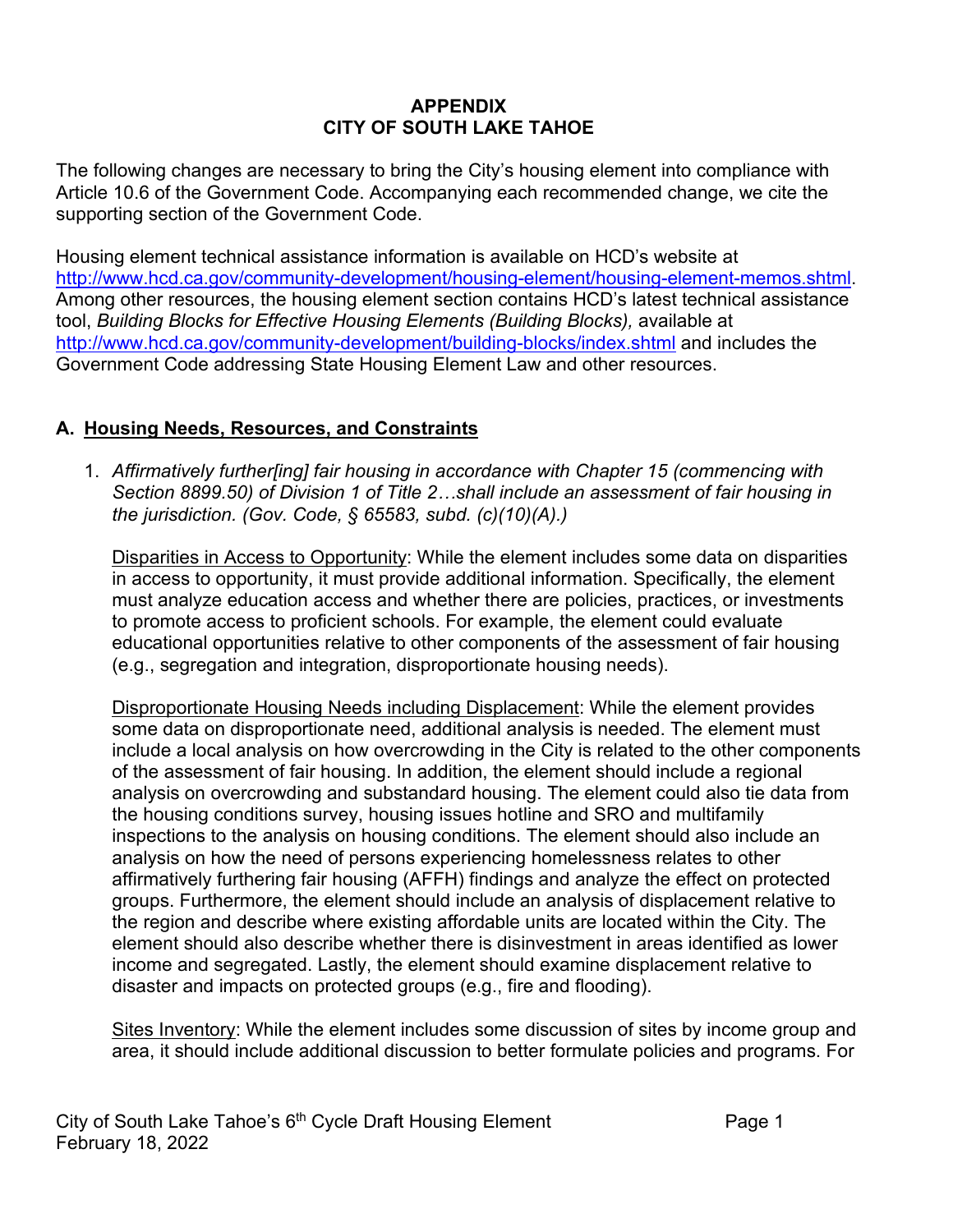**APPENDIX**
**CITY OF SOUTH LAKE TAHOE**

The following changes are necessary to bring the City's housing element into compliance with Article 10.6 of the Government Code. Accompanying each recommended change, we cite the supporting section of the Government Code.

Housing element technical assistance information is available on HCD's website at http://www.hcd.ca.gov/community-development/housing-element/housing-element-memos.shtml. Among other resources, the housing element section contains HCD's latest technical assistance tool, *Building Blocks for Effective Housing Elements (Building Blocks),* available at http://www.hcd.ca.gov/community-development/building-blocks/index.shtml and includes the Government Code addressing State Housing Element Law and other resources.

## A. Housing Needs, Resources, and Constraints

1. *Affirmatively further[ing] fair housing in accordance with Chapter 15 (commencing with Section 8899.50) of Division 1 of Title 2…shall include an assessment of fair housing in the jurisdiction. (Gov. Code, § 65583, subd. (c)(10)(A).)*

   Disparities in Access to Opportunity: While the element includes some data on disparities in access to opportunity, it must provide additional information. Specifically, the element must analyze education access and whether there are policies, practices, or investments to promote access to proficient schools. For example, the element could evaluate educational opportunities relative to other components of the assessment of fair housing (e.g., segregation and integration, disproportionate housing needs).

   Disproportionate Housing Needs including Displacement: While the element provides some data on disproportionate need, additional analysis is needed. The element must include a local analysis on how overcrowding in the City is related to the other components of the assessment of fair housing. In addition, the element should include a regional analysis on overcrowding and substandard housing. The element could also tie data from the housing conditions survey, housing issues hotline and SRO and multifamily inspections to the analysis on housing conditions. The element should also include an analysis on how the need of persons experiencing homelessness relates to other affirmatively furthering fair housing (AFFH) findings and analyze the effect on protected groups. Furthermore, the element should include an analysis of displacement relative to the region and describe where existing affordable units are located within the City. The element should also describe whether there is disinvestment in areas identified as lower income and segregated. Lastly, the element should examine displacement relative to disaster and impacts on protected groups (e.g., fire and flooding).

   Sites Inventory: While the element includes some discussion of sites by income group and area, it should include additional discussion to better formulate policies and programs. For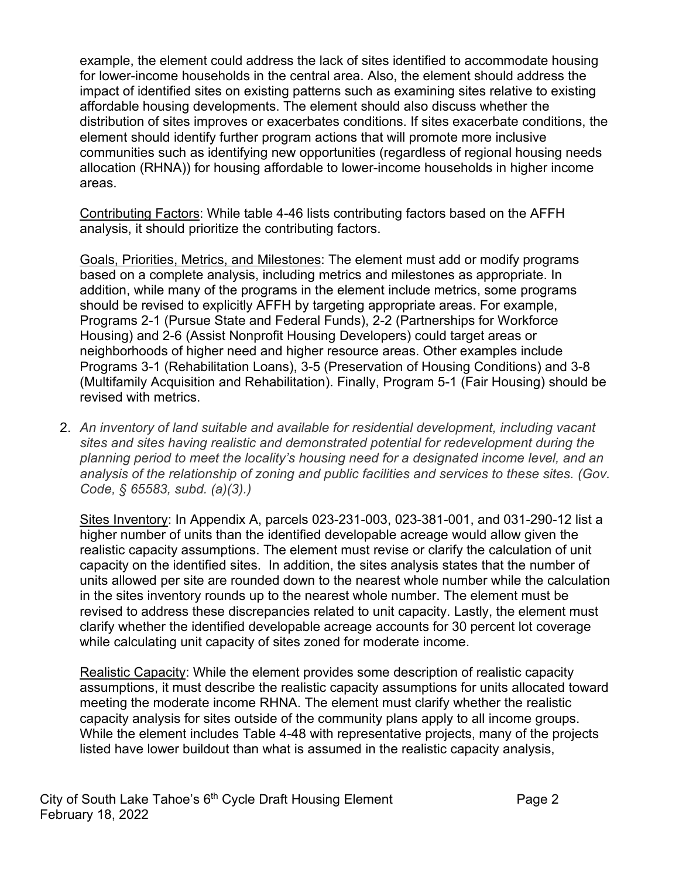example, the element could address the lack of sites identified to accommodate housing for lower-income households in the central area. Also, the element should address the impact of identified sites on existing patterns such as examining sites relative to existing affordable housing developments. The element should also discuss whether the distribution of sites improves or exacerbates conditions. If sites exacerbate conditions, the element should identify further program actions that will promote more inclusive communities such as identifying new opportunities (regardless of regional housing needs allocation (RHNA)) for housing affordable to lower-income households in higher income areas.

<u>Contributing Factors</u>: While table 4-46 lists contributing factors based on the AFFH analysis, it should prioritize the contributing factors.

<u>Goals, Priorities, Metrics, and Milestones</u>: The element must add or modify programs based on a complete analysis, including metrics and milestones as appropriate. In addition, while many of the programs in the element include metrics, some programs should be revised to explicitly AFFH by targeting appropriate areas. For example, Programs 2-1 (Pursue State and Federal Funds), 2-2 (Partnerships for Workforce Housing) and 2-6 (Assist Nonprofit Housing Developers) could target areas or neighborhoods of higher need and higher resource areas. Other examples include Programs 3-1 (Rehabilitation Loans), 3-5 (Preservation of Housing Conditions) and 3-8 (Multifamily Acquisition and Rehabilitation). Finally, Program 5-1 (Fair Housing) should be revised with metrics.

2. *An inventory of land suitable and available for residential development, including vacant sites and sites having realistic and demonstrated potential for redevelopment during the planning period to meet the locality's housing need for a designated income level, and an analysis of the relationship of zoning and public facilities and services to these sites. (Gov. Code, § 65583, subd. (a)(3).)*

   <u>Sites Inventory</u>: In Appendix A, parcels 023-231-003, 023-381-001, and 031-290-12 list a higher number of units than the identified developable acreage would allow given the realistic capacity assumptions. The element must revise or clarify the calculation of unit capacity on the identified sites. In addition, the sites analysis states that the number of units allowed per site are rounded down to the nearest whole number while the calculation in the sites inventory rounds up to the nearest whole number. The element must be revised to address these discrepancies related to unit capacity. Lastly, the element must clarify whether the identified developable acreage accounts for 30 percent lot coverage while calculating unit capacity of sites zoned for moderate income.

   <u>Realistic Capacity</u>: While the element provides some description of realistic capacity assumptions, it must describe the realistic capacity assumptions for units allocated toward meeting the moderate income RHNA. The element must clarify whether the realistic capacity analysis for sites outside of the community plans apply to all income groups. While the element includes Table 4-48 with representative projects, many of the projects listed have lower buildout than what is assumed in the realistic capacity analysis,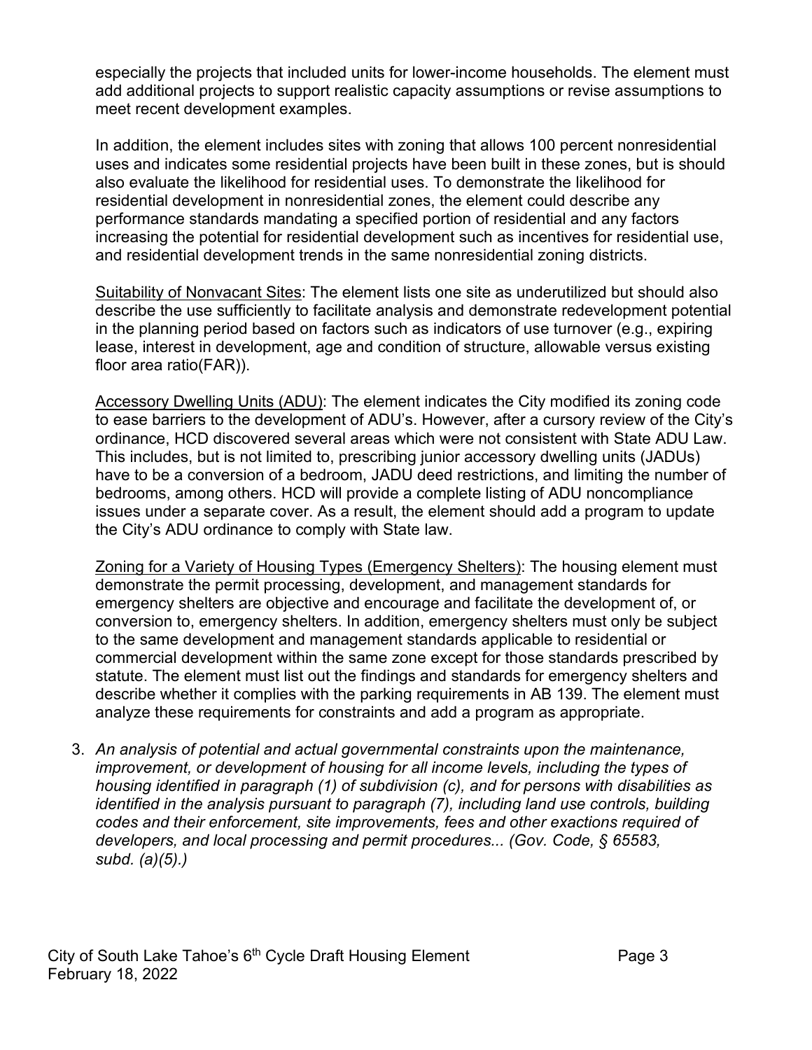especially the projects that included units for lower-income households. The element must add additional projects to support realistic capacity assumptions or revise assumptions to meet recent development examples.

In addition, the element includes sites with zoning that allows 100 percent nonresidential uses and indicates some residential projects have been built in these zones, but is should also evaluate the likelihood for residential uses. To demonstrate the likelihood for residential development in nonresidential zones, the element could describe any performance standards mandating a specified portion of residential and any factors increasing the potential for residential development such as incentives for residential use, and residential development trends in the same nonresidential zoning districts.

Suitability of Nonvacant Sites: The element lists one site as underutilized but should also describe the use sufficiently to facilitate analysis and demonstrate redevelopment potential in the planning period based on factors such as indicators of use turnover (e.g., expiring lease, interest in development, age and condition of structure, allowable versus existing floor area ratio(FAR)).

Accessory Dwelling Units (ADU): The element indicates the City modified its zoning code to ease barriers to the development of ADU's. However, after a cursory review of the City's ordinance, HCD discovered several areas which were not consistent with State ADU Law. This includes, but is not limited to, prescribing junior accessory dwelling units (JADUs) have to be a conversion of a bedroom, JADU deed restrictions, and limiting the number of bedrooms, among others. HCD will provide a complete listing of ADU noncompliance issues under a separate cover. As a result, the element should add a program to update the City's ADU ordinance to comply with State law.

Zoning for a Variety of Housing Types (Emergency Shelters): The housing element must demonstrate the permit processing, development, and management standards for emergency shelters are objective and encourage and facilitate the development of, or conversion to, emergency shelters. In addition, emergency shelters must only be subject to the same development and management standards applicable to residential or commercial development within the same zone except for those standards prescribed by statute. The element must list out the findings and standards for emergency shelters and describe whether it complies with the parking requirements in AB 139. The element must analyze these requirements for constraints and add a program as appropriate.

3. *An analysis of potential and actual governmental constraints upon the maintenance, improvement, or development of housing for all income levels, including the types of housing identified in paragraph (1) of subdivision (c), and for persons with disabilities as identified in the analysis pursuant to paragraph (7), including land use controls, building codes and their enforcement, site improvements, fees and other exactions required of developers, and local processing and permit procedures... (Gov. Code, § 65583, subd. (a)(5).)*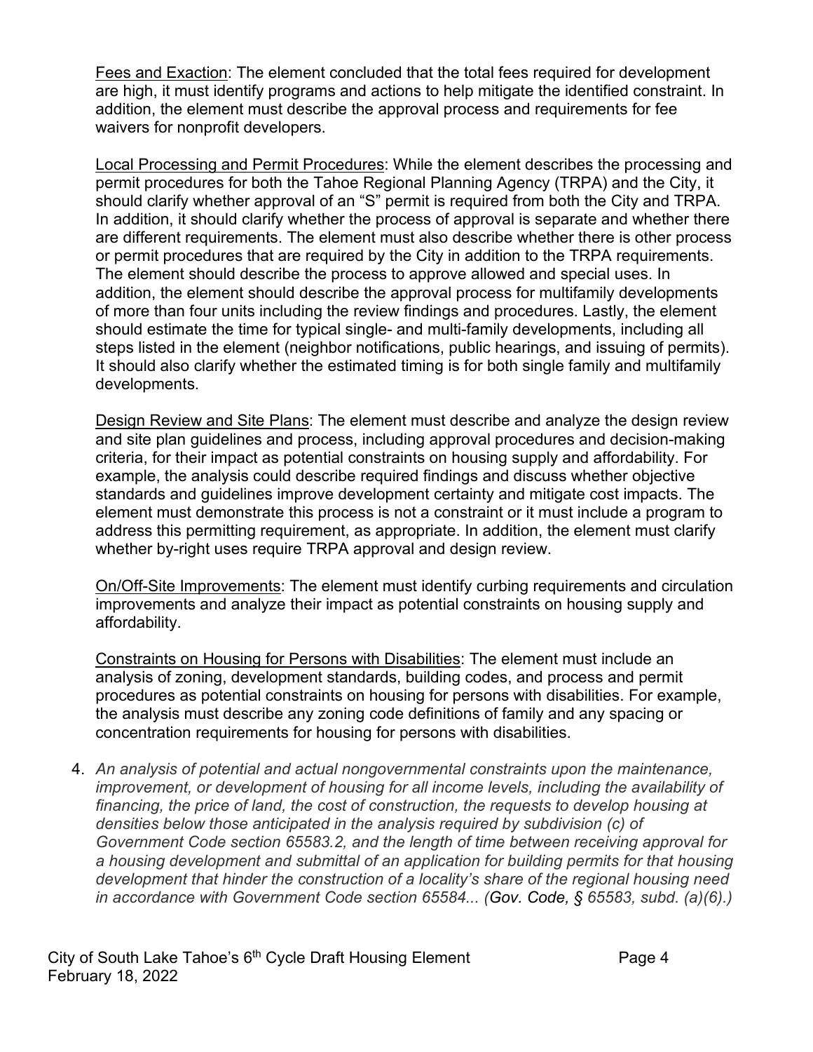Fees and Exaction: The element concluded that the total fees required for development are high, it must identify programs and actions to help mitigate the identified constraint. In addition, the element must describe the approval process and requirements for fee waivers for nonprofit developers.

Local Processing and Permit Procedures: While the element describes the processing and permit procedures for both the Tahoe Regional Planning Agency (TRPA) and the City, it should clarify whether approval of an "S" permit is required from both the City and TRPA. In addition, it should clarify whether the process of approval is separate and whether there are different requirements. The element must also describe whether there is other process or permit procedures that are required by the City in addition to the TRPA requirements. The element should describe the process to approve allowed and special uses. In addition, the element should describe the approval process for multifamily developments of more than four units including the review findings and procedures. Lastly, the element should estimate the time for typical single- and multi-family developments, including all steps listed in the element (neighbor notifications, public hearings, and issuing of permits). It should also clarify whether the estimated timing is for both single family and multifamily developments.

Design Review and Site Plans: The element must describe and analyze the design review and site plan guidelines and process, including approval procedures and decision-making criteria, for their impact as potential constraints on housing supply and affordability. For example, the analysis could describe required findings and discuss whether objective standards and guidelines improve development certainty and mitigate cost impacts. The element must demonstrate this process is not a constraint or it must include a program to address this permitting requirement, as appropriate. In addition, the element must clarify whether by-right uses require TRPA approval and design review.

On/Off-Site Improvements: The element must identify curbing requirements and circulation improvements and analyze their impact as potential constraints on housing supply and affordability.

Constraints on Housing for Persons with Disabilities: The element must include an analysis of zoning, development standards, building codes, and process and permit procedures as potential constraints on housing for persons with disabilities. For example, the analysis must describe any zoning code definitions of family and any spacing or concentration requirements for housing for persons with disabilities.

4. *An analysis of potential and actual nongovernmental constraints upon the maintenance, improvement, or development of housing for all income levels, including the availability of financing, the price of land, the cost of construction, the requests to develop housing at densities below those anticipated in the analysis required by subdivision (c) of Government Code section 65583.2, and the length of time between receiving approval for a housing development and submittal of an application for building permits for that housing development that hinder the construction of a locality's share of the regional housing need in accordance with Government Code section 65584... (Gov. Code, § 65583, subd. (a)(6).)*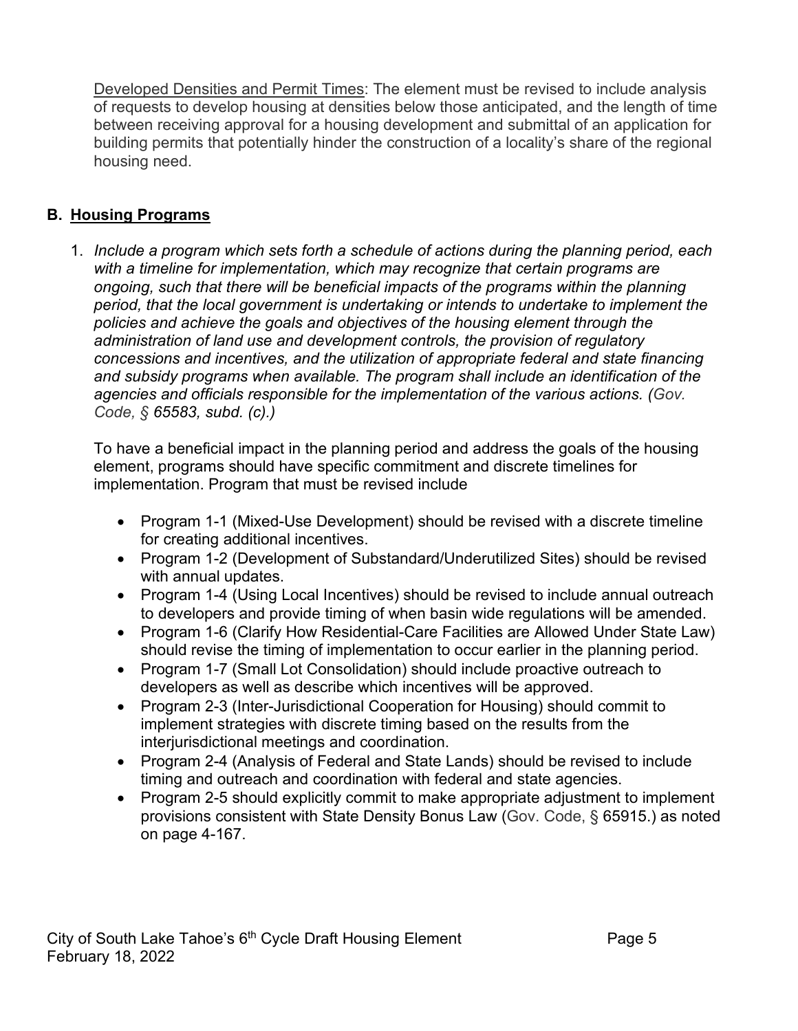Developed Densities and Permit Times: The element must be revised to include analysis of requests to develop housing at densities below those anticipated, and the length of time between receiving approval for a housing development and submittal of an application for building permits that potentially hinder the construction of a locality's share of the regional housing need.

## B. Housing Programs

1. *Include a program which sets forth a schedule of actions during the planning period, each with a timeline for implementation, which may recognize that certain programs are ongoing, such that there will be beneficial impacts of the programs within the planning period, that the local government is undertaking or intends to undertake to implement the policies and achieve the goals and objectives of the housing element through the administration of land use and development controls, the provision of regulatory concessions and incentives, and the utilization of appropriate federal and state financing and subsidy programs when available. The program shall include an identification of the agencies and officials responsible for the implementation of the various actions. (Gov. Code, § 65583, subd. (c).)*

   To have a beneficial impact in the planning period and address the goals of the housing element, programs should have specific commitment and discrete timelines for implementation. Program that must be revised include

   - Program 1-1 (Mixed-Use Development) should be revised with a discrete timeline for creating additional incentives.
   - Program 1-2 (Development of Substandard/Underutilized Sites) should be revised with annual updates.
   - Program 1-4 (Using Local Incentives) should be revised to include annual outreach to developers and provide timing of when basin wide regulations will be amended.
   - Program 1-6 (Clarify How Residential-Care Facilities are Allowed Under State Law) should revise the timing of implementation to occur earlier in the planning period.
   - Program 1-7 (Small Lot Consolidation) should include proactive outreach to developers as well as describe which incentives will be approved.
   - Program 2-3 (Inter-Jurisdictional Cooperation for Housing) should commit to implement strategies with discrete timing based on the results from the interjurisdictional meetings and coordination.
   - Program 2-4 (Analysis of Federal and State Lands) should be revised to include timing and outreach and coordination with federal and state agencies.
   - Program 2-5 should explicitly commit to make appropriate adjustment to implement provisions consistent with State Density Bonus Law (Gov. Code, § 65915.) as noted on page 4-167.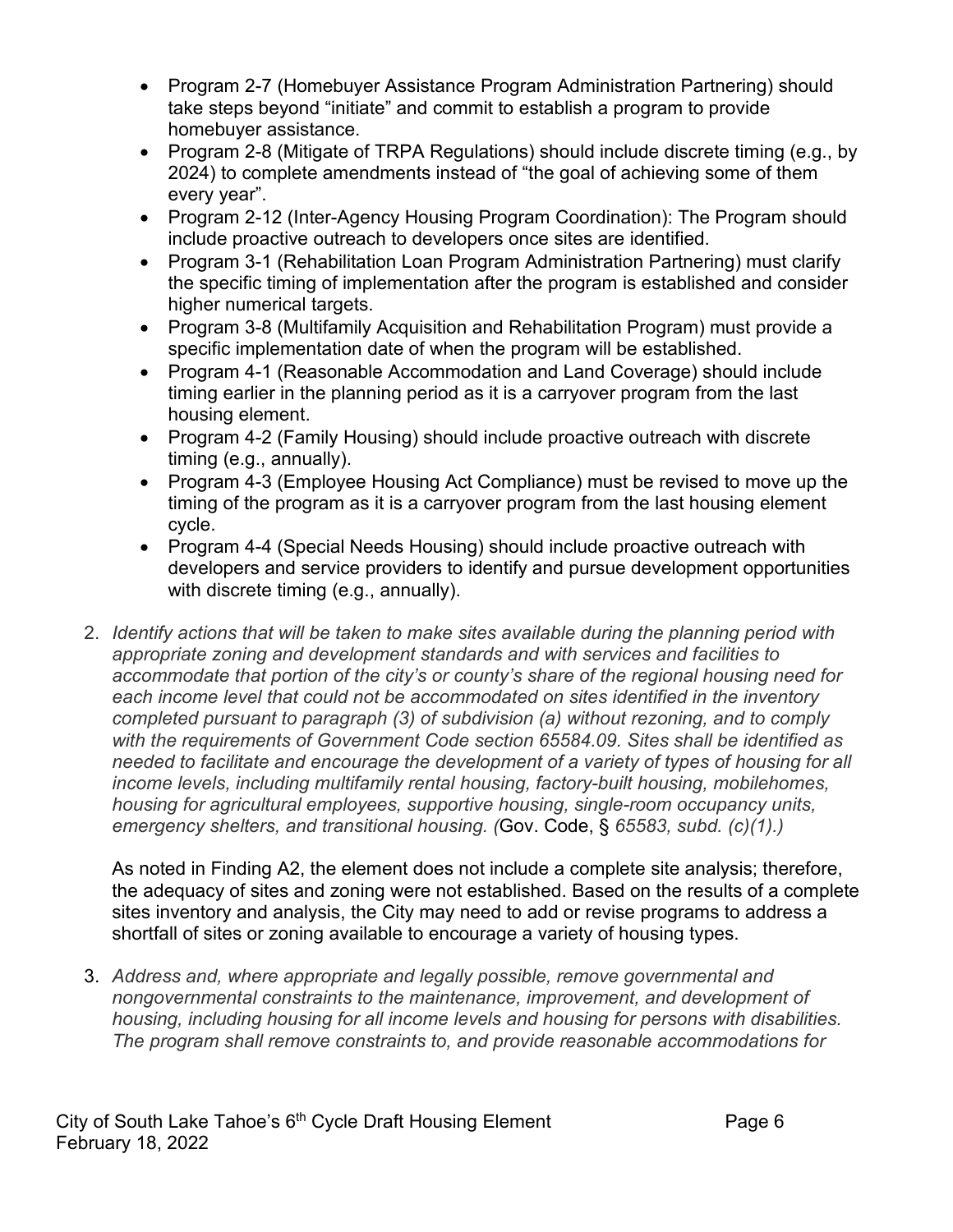- Program 2-7 (Homebuyer Assistance Program Administration Partnering) should take steps beyond "initiate" and commit to establish a program to provide homebuyer assistance.
- Program 2-8 (Mitigate of TRPA Regulations) should include discrete timing (e.g., by 2024) to complete amendments instead of "the goal of achieving some of them every year".
- Program 2-12 (Inter-Agency Housing Program Coordination): The Program should include proactive outreach to developers once sites are identified.
- Program 3-1 (Rehabilitation Loan Program Administration Partnering) must clarify the specific timing of implementation after the program is established and consider higher numerical targets.
- Program 3-8 (Multifamily Acquisition and Rehabilitation Program) must provide a specific implementation date of when the program will be established.
- Program 4-1 (Reasonable Accommodation and Land Coverage) should include timing earlier in the planning period as it is a carryover program from the last housing element.
- Program 4-2 (Family Housing) should include proactive outreach with discrete timing (e.g., annually).
- Program 4-3 (Employee Housing Act Compliance) must be revised to move up the timing of the program as it is a carryover program from the last housing element cycle.
- Program 4-4 (Special Needs Housing) should include proactive outreach with developers and service providers to identify and pursue development opportunities with discrete timing (e.g., annually).

2. *Identify actions that will be taken to make sites available during the planning period with appropriate zoning and development standards and with services and facilities to accommodate that portion of the city's or county's share of the regional housing need for each income level that could not be accommodated on sites identified in the inventory completed pursuant to paragraph (3) of subdivision (a) without rezoning, and to comply with the requirements of Government Code section 65584.09. Sites shall be identified as needed to facilitate and encourage the development of a variety of types of housing for all income levels, including multifamily rental housing, factory-built housing, mobilehomes, housing for agricultural employees, supportive housing, single-room occupancy units, emergency shelters, and transitional housing. (*Gov. Code, § *65583, subd. (c)(1).)*

   As noted in Finding A2, the element does not include a complete site analysis; therefore, the adequacy of sites and zoning were not established. Based on the results of a complete sites inventory and analysis, the City may need to add or revise programs to address a shortfall of sites or zoning available to encourage a variety of housing types.

3. *Address and, where appropriate and legally possible, remove governmental and nongovernmental constraints to the maintenance, improvement, and development of housing, including housing for all income levels and housing for persons with disabilities. The program shall remove constraints to, and provide reasonable accommodations for*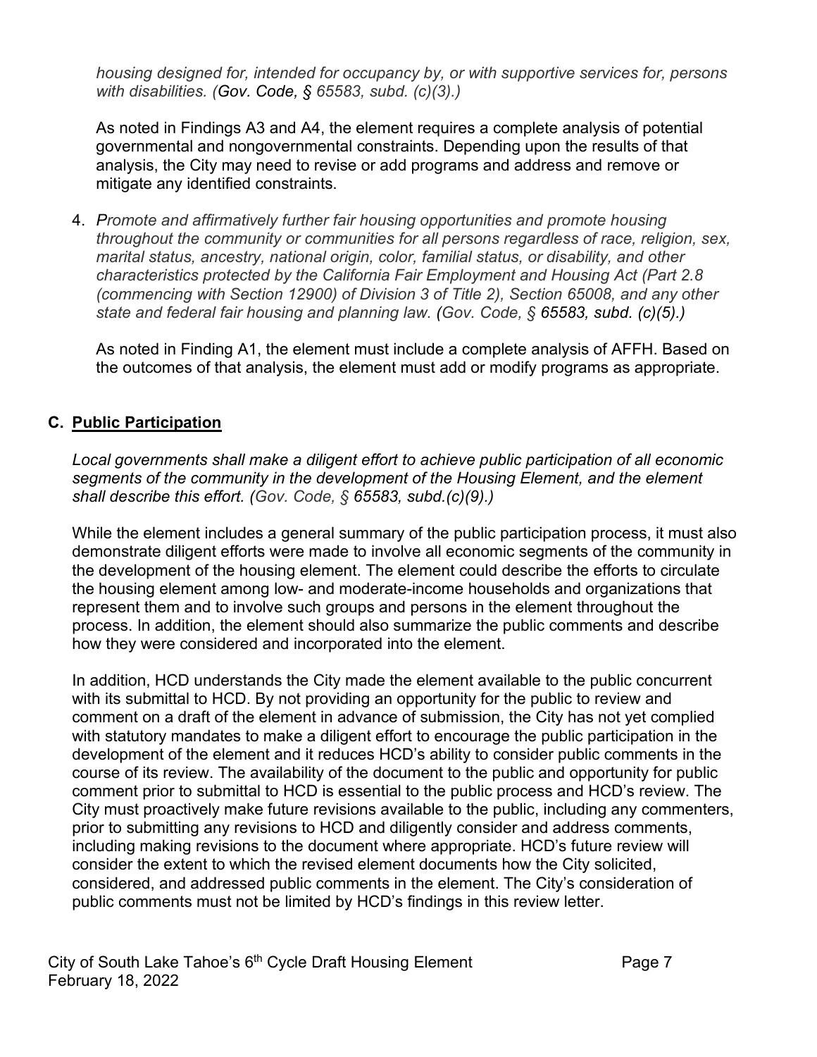*housing designed for, intended for occupancy by, or with supportive services for, persons with disabilities. (**Gov. Code, § 65583, subd. (c)(3).**)*

As noted in Findings A3 and A4, the element requires a complete analysis of potential governmental and nongovernmental constraints. Depending upon the results of that analysis, the City may need to revise or add programs and address and remove or mitigate any identified constraints.

4. *Promote and affirmatively further fair housing opportunities and promote housing throughout the community or communities for all persons regardless of race, religion, sex, marital status, ancestry, national origin, color, familial status, or disability, and other characteristics protected by the California Fair Employment and Housing Act (Part 2.8 (commencing with Section 12900) of Division 3 of Title 2), Section 65008, and any other state and federal fair housing and planning law. (Gov. Code, § **65583, subd. (c)(5).**)*

   As noted in Finding A1, the element must include a complete analysis of AFFH. Based on the outcomes of that analysis, the element must add or modify programs as appropriate.

## C. Public Participation

*Local governments shall make a diligent effort to achieve public participation of all economic segments of the community in the development of the Housing Element, and the element shall describe this effort. (Gov. Code, § 65583, subd.(c)(9).)*

While the element includes a general summary of the public participation process, it must also demonstrate diligent efforts were made to involve all economic segments of the community in the development of the housing element. The element could describe the efforts to circulate the housing element among low- and moderate-income households and organizations that represent them and to involve such groups and persons in the element throughout the process. In addition, the element should also summarize the public comments and describe how they were considered and incorporated into the element.

In addition, HCD understands the City made the element available to the public concurrent with its submittal to HCD. By not providing an opportunity for the public to review and comment on a draft of the element in advance of submission, the City has not yet complied with statutory mandates to make a diligent effort to encourage the public participation in the development of the element and it reduces HCD's ability to consider public comments in the course of its review. The availability of the document to the public and opportunity for public comment prior to submittal to HCD is essential to the public process and HCD's review. The City must proactively make future revisions available to the public, including any commenters, prior to submitting any revisions to HCD and diligently consider and address comments, including making revisions to the document where appropriate. HCD's future review will consider the extent to which the revised element documents how the City solicited, considered, and addressed public comments in the element. The City's consideration of public comments must not be limited by HCD's findings in this review letter.